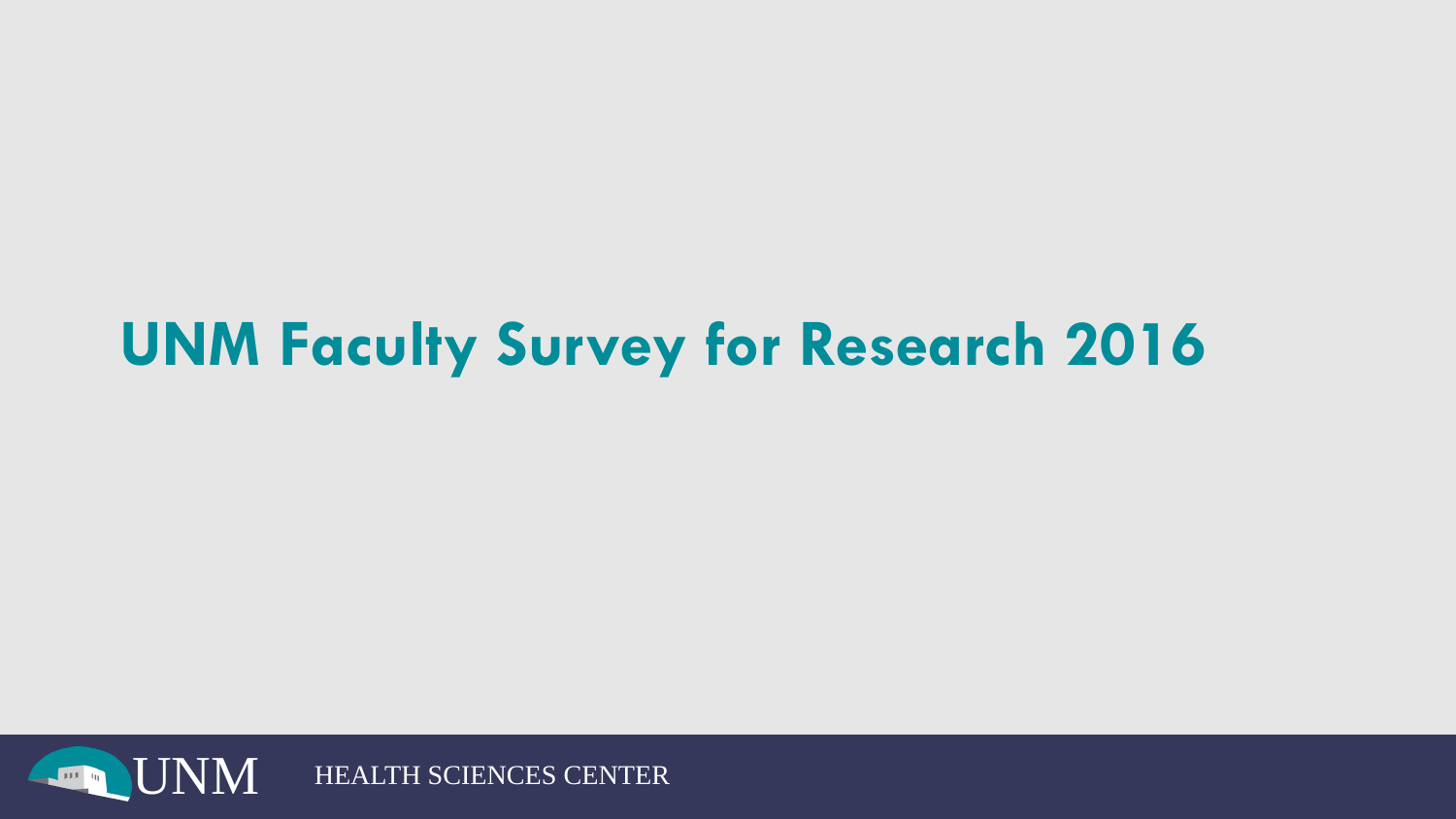# UNM Faculty Survey for Research 2016

UNM HEALTH SCIENCES CENTER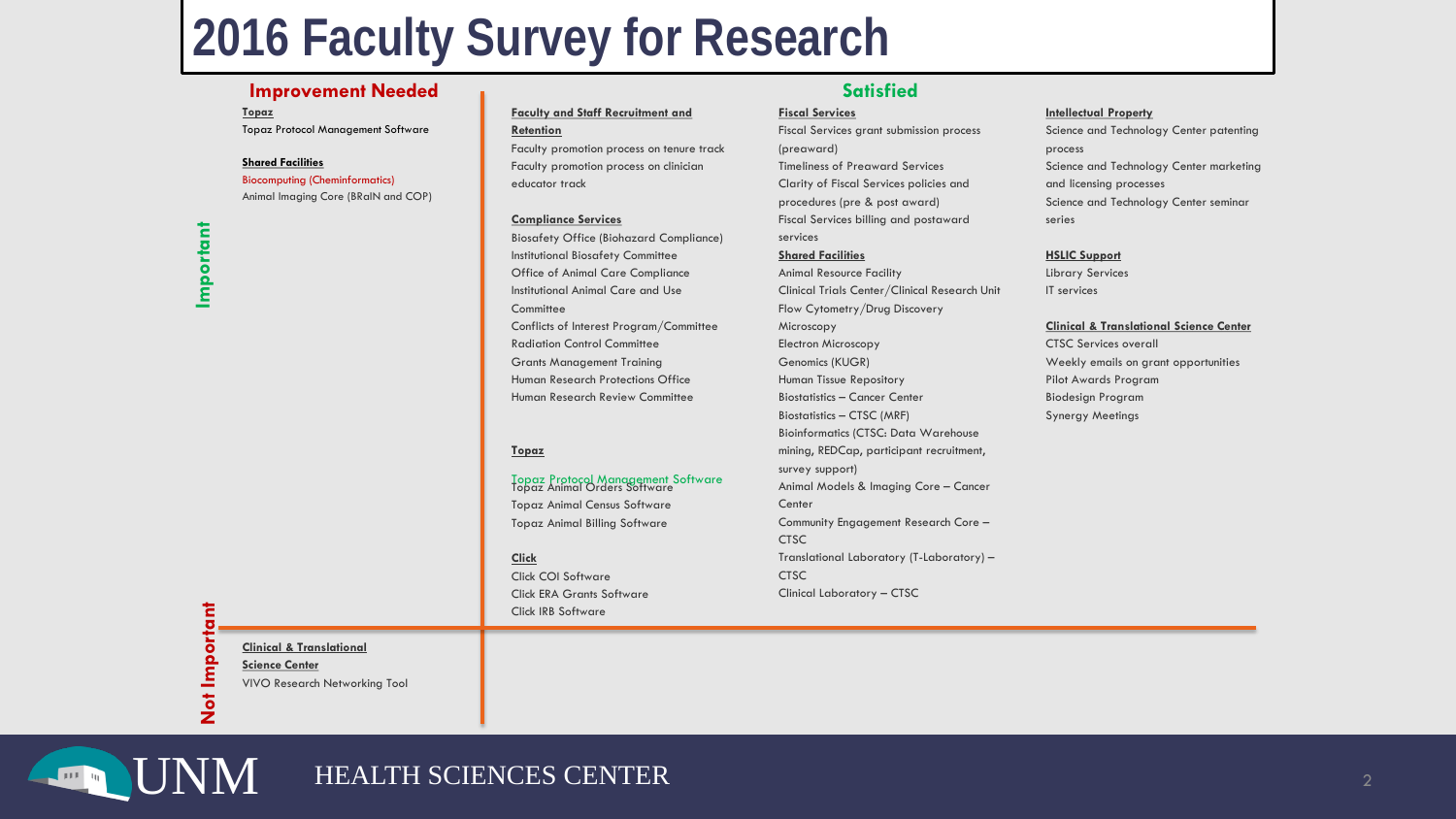# 2016 Faculty Survey for Research

## Improvement Needed

**Important**

**Topaz**
Topaz Protocol Management Software

**Shared Facilities**
Biocomputing (Cheminformatics)
Animal Imaging Core (BRaIN and COP)

**Not Important**

**Clinical & Translational Science Center**
VIVO Research Networking Tool

## Satisfied

**Faculty and Staff Recruitment and Retention**
Faculty promotion process on tenure track
Faculty promotion process on clinician educator track

**Compliance Services**
Biosafety Office (Biohazard Compliance)
Institutional Biosafety Committee
Office of Animal Care Compliance
Institutional Animal Care and Use Committee
Conflicts of Interest Program/Committee
Radiation Control Committee
Grants Management Training
Human Research Protections Office
Human Research Review Committee

**Topaz**
Topaz Protocol Management Software
Topaz Animal Orders Software
Topaz Animal Census Software
Topaz Animal Billing Software

**Click**
Click COI Software
Click ERA Grants Software
Click IRB Software

**Fiscal Services**
Fiscal Services grant submission process (preaward)
Timeliness of Fiscal Services
Clarity of Fiscal Services policies and procedures (pre & post award)
Fiscal Services billing and postaward services

**Shared Facilities**
Animal Resource Facility
Clinical Trials Center/Clinical Research Unit
Flow Cytometry/Drug Discovery
Microscopy
Electron Microscopy
Genomics (KUGR)
Human Tissue Repository
Biostatistics – Cancer Center
Biostatistics – CTSC (MRF)
Bioinformatics (CTSC: Data Warehouse mining, REDCap, participant recruitment, survey support)
Animal Models & Imaging Core – Cancer Center
Community Engagement Research Core – CTSC
Translational Laboratory (T-Laboratory) – CTSC
Clinical Laboratory – CTSC

**Intellectual Property**
Science and Technology Center patenting process
Science and Technology Center marketing and licensing processes
Science and Technology Center seminar series

**HSLIC Support**
Library Services
IT services

**Clinical & Translational Science Center**
CTSC Services overall
Weekly emails on grant opportunities
Pilot Awards Program
Biodesign Program
Synergy Meetings

UNM HEALTH SCIENCES CENTER